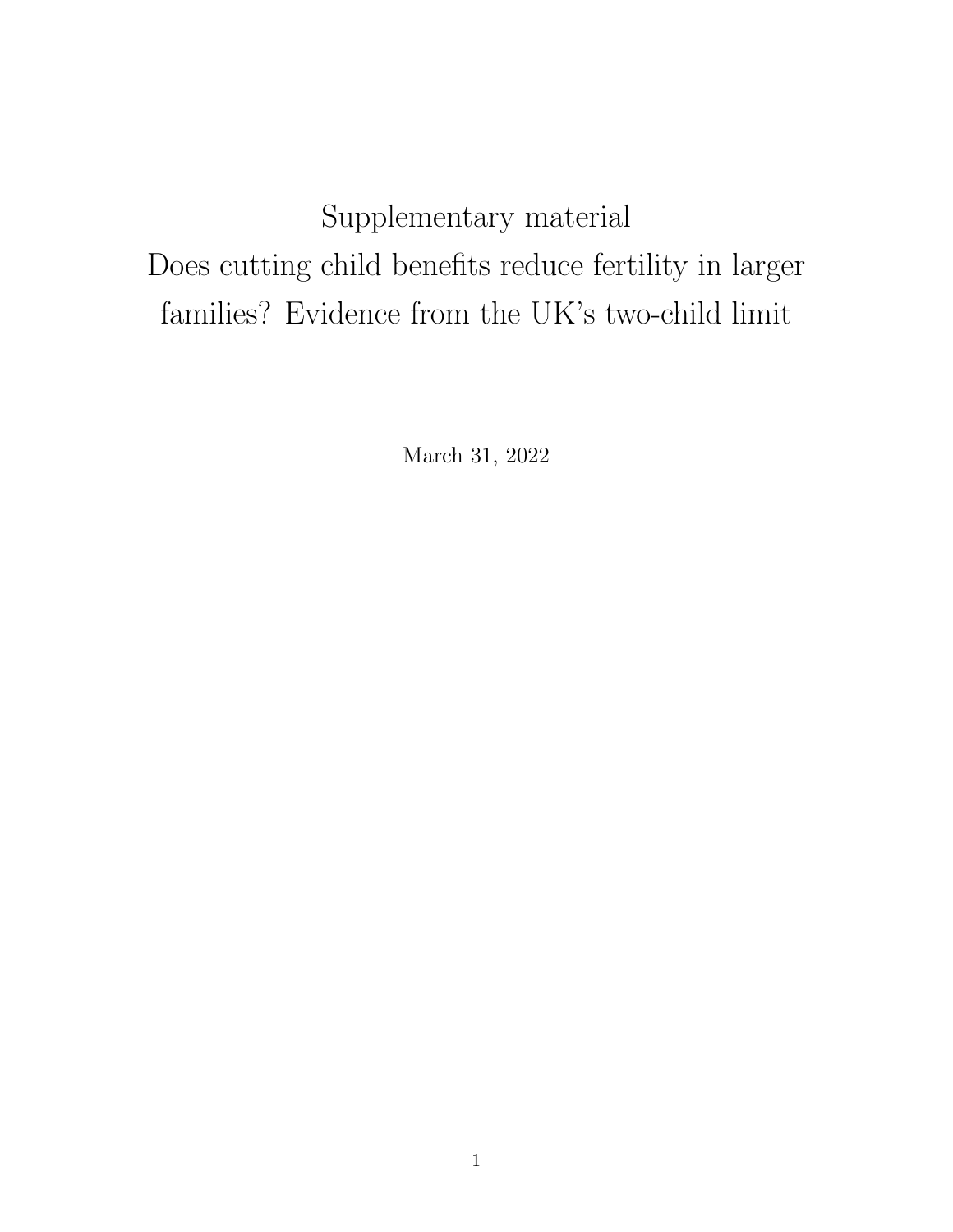# Supplementary material

# Does cutting child benefits reduce fertility in larger families? Evidence from the UK's two-child limit

March 31, 2022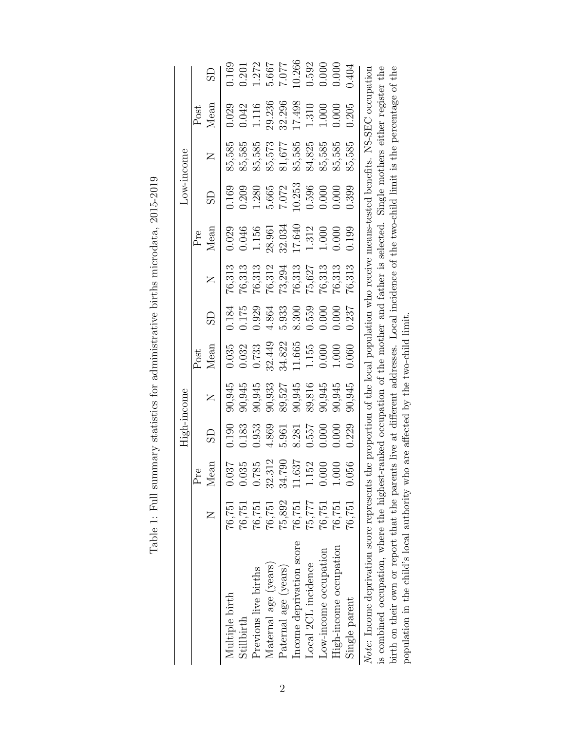Table 1: Full summary statistics for administrative births microdata, 2015-2019

| | High-income | | | | | | Low-income | | | | | |
|---|---|---|---|---|---|---|---|---|---|---|---|---|
| | Pre | | | Post | | | Pre | | | Post | | |
| | N | Mean | SD | N | Mean | SD | N | Mean | SD | N | Mean | SD |
| Multiple birth | 76,751 | 0.037 | 0.190 | 90,945 | 0.035 | 0.184 | 76,313 | 0.029 | 0.169 | 85,585 | 0.029 | 0.169 |
| Stillbirth | 76,751 | 0.035 | 0.183 | 90,945 | 0.032 | 0.175 | 76,313 | 0.046 | 0.209 | 85,585 | 0.042 | 0.201 |
| Previous live births | 76,751 | 0.785 | 0.953 | 90,945 | 0.733 | 0.929 | 76,313 | 1.156 | 1.280 | 85,585 | 1.116 | 1.272 |
| Maternal age (years) | 76,751 | 32.312 | 4.869 | 90,933 | 32.449 | 4.864 | 76,312 | 28.961 | 5.665 | 85,573 | 29.236 | 5.667 |
| Paternal age (years) | 75,892 | 34.790 | 5.961 | 89,527 | 34.822 | 5.933 | 73,294 | 32.034 | 7.072 | 81,677 | 32.296 | 7.077 |
| Income deprivation score | 76,751 | 11.637 | 8.281 | 90,945 | 11.665 | 8.300 | 76,313 | 17.640 | 10.253 | 85,585 | 17.498 | 10.266 |
| Local 2CL incidence | 75,777 | 1.152 | 0.557 | 89,816 | 1.155 | 0.559 | 75,627 | 1.312 | 0.596 | 84,825 | 1.310 | 0.592 |
| Low-income occupation | 76,751 | 0.000 | 0.000 | 90,945 | 0.000 | 0.000 | 76,313 | 1.000 | 0.000 | 85,585 | 1.000 | 0.000 |
| High-income occupation | 76,751 | 1.000 | 0.000 | 90,945 | 1.000 | 0.000 | 76,313 | 0.000 | 0.000 | 85,585 | 0.000 | 0.000 |
| Single parent | 76,751 | 0.056 | 0.229 | 90,945 | 0.060 | 0.237 | 76,313 | 0.199 | 0.399 | 85,585 | 0.205 | 0.404 |

*Note*: Income deprivation score represents the proportion of the local population who receive means-tested benefits. NS-SEC occupation is combined occupation, where the highest-ranked occupation of the mother and father is selected. Single mothers either register the birth on their own or report that the parents live at different addresses. Local incidence of the two-child limit is the percentage of the population in the child's local authority who are affected by the two-child limit.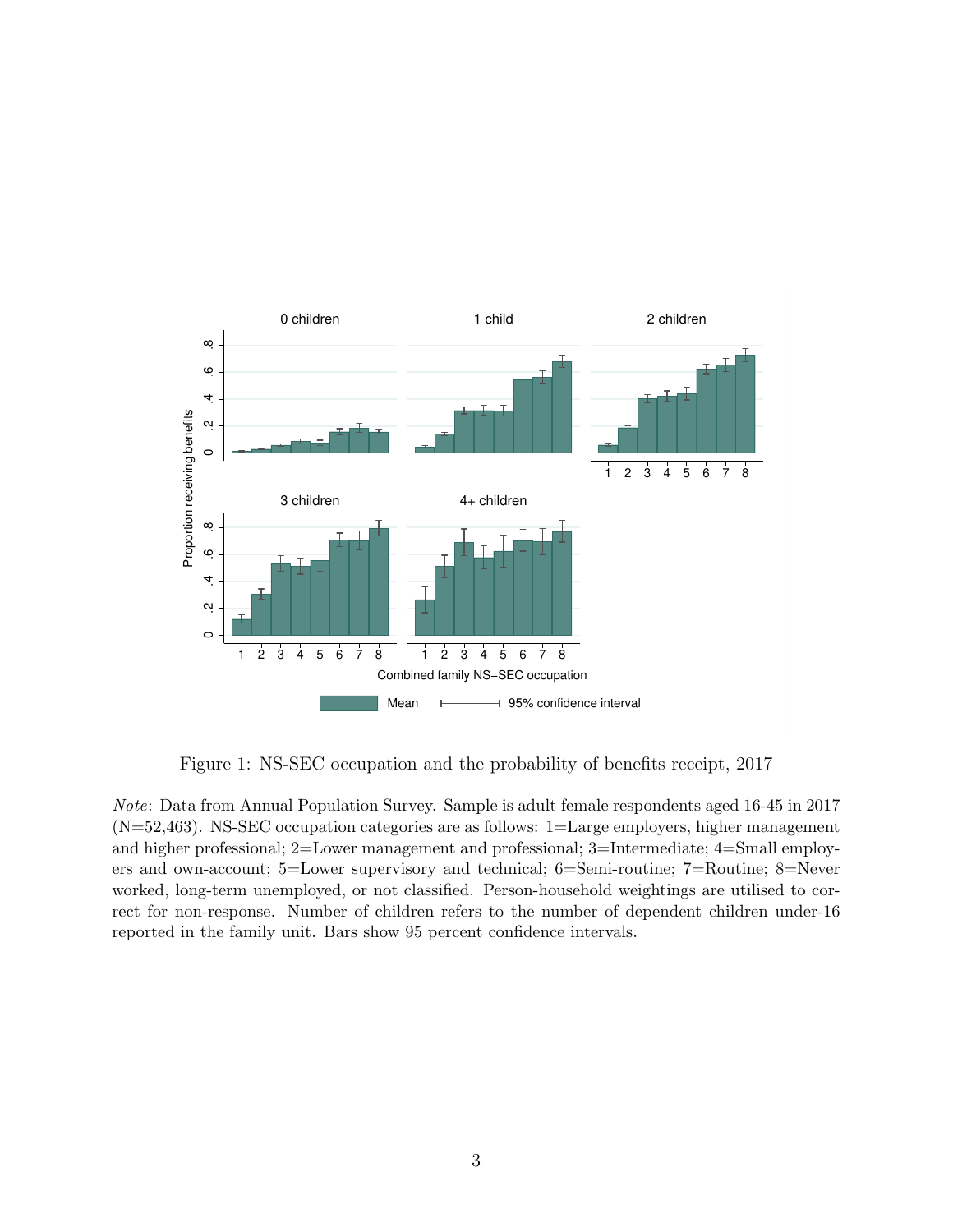Figure 1: NS-SEC occupation and the probability of benefits receipt, 2017

*Note*: Data from Annual Population Survey. Sample is adult female respondents aged 16-45 in 2017 (N=52,463). NS-SEC occupation categories are as follows: 1=Large employers, higher management and higher professional; 2=Lower management and professional; 3=Intermediate; 4=Small employers and own-account; 5=Lower supervisory and technical; 6=Semi-routine; 7=Routine; 8=Never worked, long-term unemployed, or not classified. Person-household weightings are utilised to correct for non-response. Number of children refers to the number of dependent children under-16 reported in the family unit. Bars show 95 percent confidence intervals.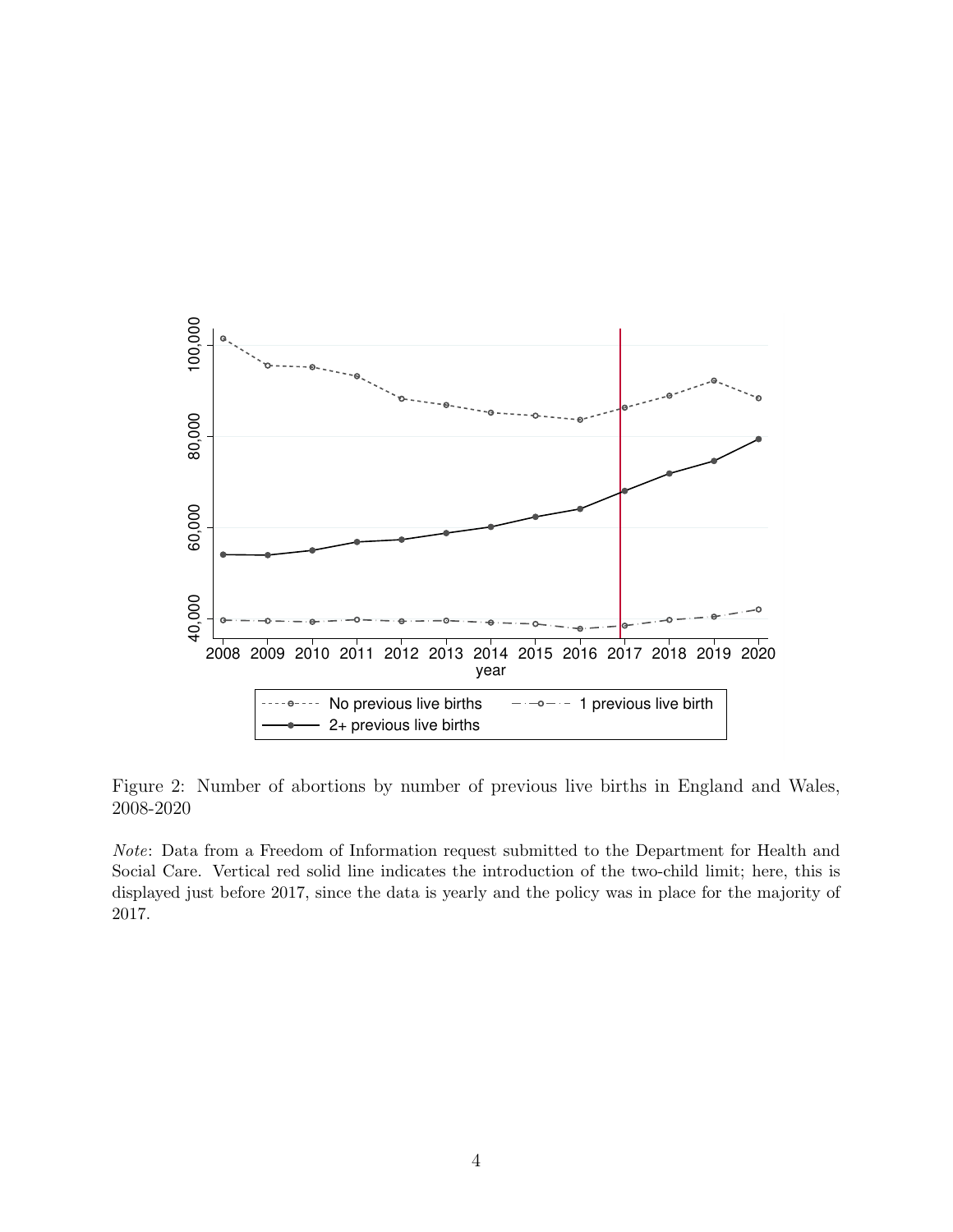Figure 2: Number of abortions by number of previous live births in England and Wales, 2008-2020

*Note*: Data from a Freedom of Information request submitted to the Department for Health and Social Care. Vertical red solid line indicates the introduction of the two-child limit; here, this is displayed just before 2017, since the data is yearly and the policy was in place for the majority of 2017.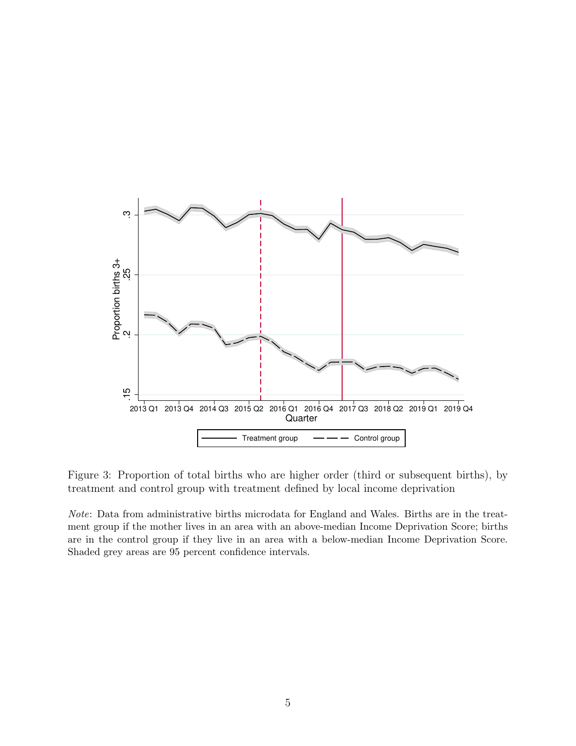Figure 3: Proportion of total births who are higher order (third or subsequent births), by treatment and control group with treatment defined by local income deprivation

*Note*: Data from administrative births microdata for England and Wales. Births are in the treatment group if the mother lives in an area with an above-median Income Deprivation Score; births are in the control group if they live in an area with a below-median Income Deprivation Score. Shaded grey areas are 95 percent confidence intervals.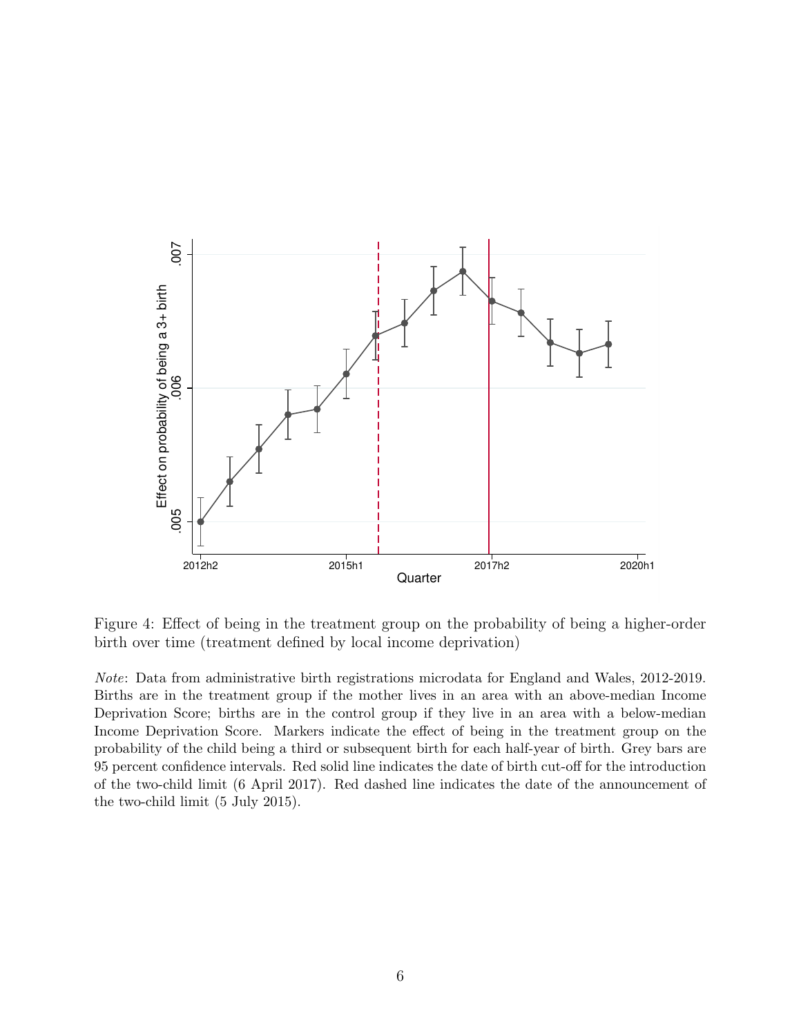Figure 4: Effect of being in the treatment group on the probability of being a higher-order birth over time (treatment defined by local income deprivation)

*Note*: Data from administrative birth registrations microdata for England and Wales, 2012-2019. Births are in the treatment group if the mother lives in an area with an above-median Income Deprivation Score; births are in the control group if they live in an area with a below-median Income Deprivation Score. Markers indicate the effect of being in the treatment group on the probability of the child being a third or subsequent birth for each half-year of birth. Grey bars are 95 percent confidence intervals. Red solid line indicates the date of birth cut-off for the introduction of the two-child limit (6 April 2017). Red dashed line indicates the date of the announcement of the two-child limit (5 July 2015).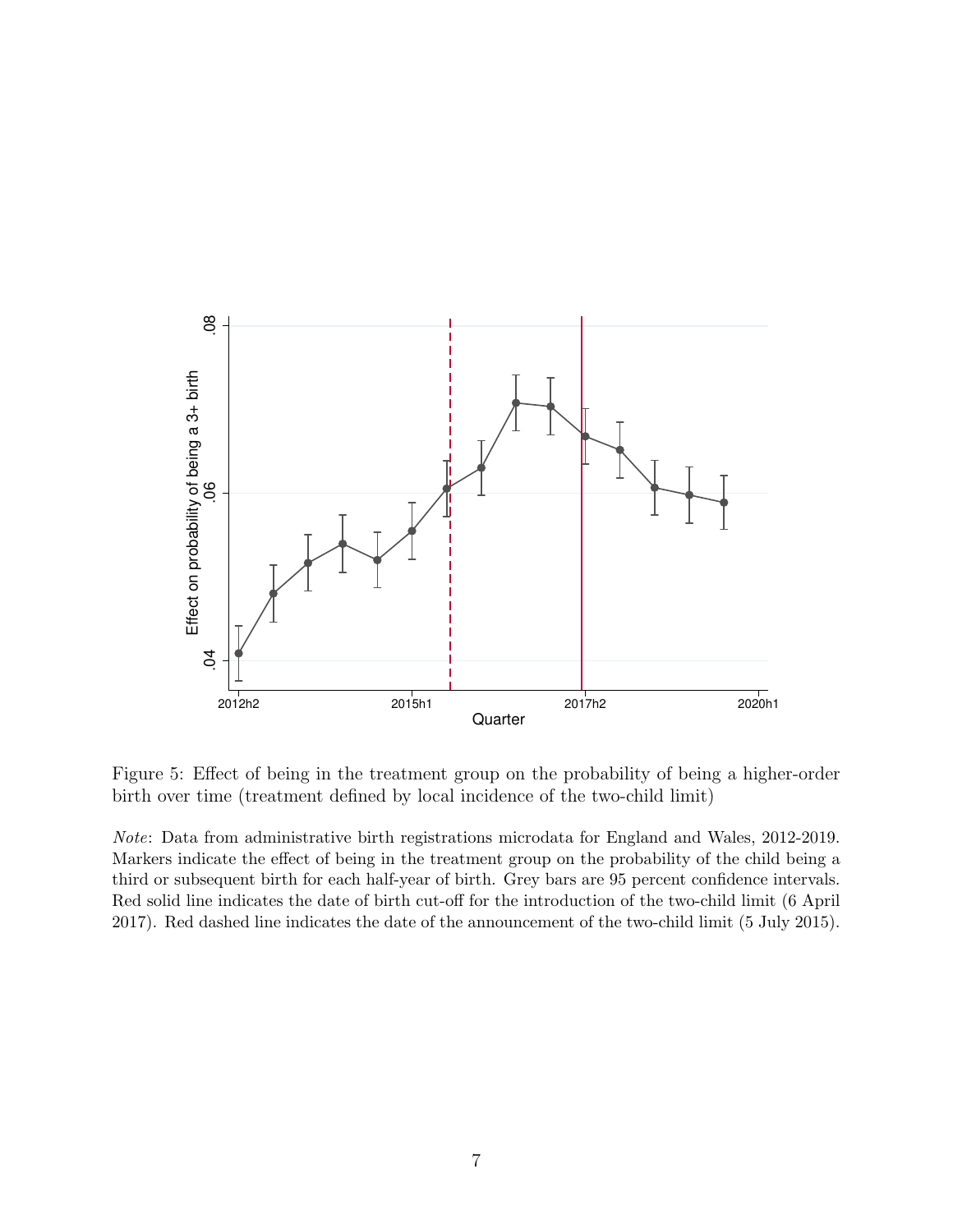Figure 5: Effect of being in the treatment group on the probability of being a higher-order birth over time (treatment defined by local incidence of the two-child limit)

*Note*: Data from administrative birth registrations microdata for England and Wales, 2012-2019. Markers indicate the effect of being in the treatment group on the probability of the child being a third or subsequent birth for each half-year of birth. Grey bars are 95 percent confidence intervals. Red solid line indicates the date of birth cut-off for the introduction of the two-child limit (6 April 2017). Red dashed line indicates the date of the announcement of the two-child limit (5 July 2015).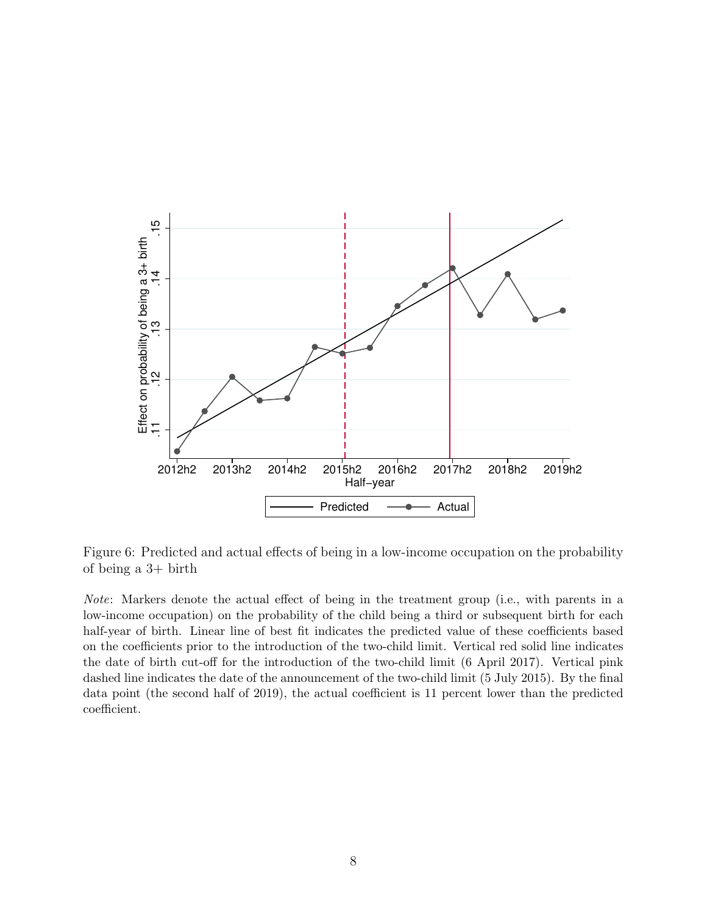Effect on probability of being a 3+ birth

.11
.12
.13
.14
.15

2012h2
2013h2
2014h2
2015h2
2016h2
2017h2
2018h2
2019h2

Half−year

Predicted
Actual

Figure 6: Predicted and actual effects of being in a low-income occupation on the probability of being a 3+ birth

*Note*: Markers denote the actual effect of being in the treatment group (i.e., with parents in a low-income occupation) on the probability of the child being a third or subsequent birth for each half-year of birth. Linear line of best fit indicates the predicted value of these coefficients based on the coefficients prior to the introduction of the two-child limit. Vertical red solid line indicates the date of birth cut-off for the introduction of the two-child limit (6 April 2017). Vertical pink dashed line indicates the date of the announcement of the two-child limit (5 July 2015). By the final data point (the second half of 2019), the actual coefficient is 11 percent lower than the predicted coefficient.